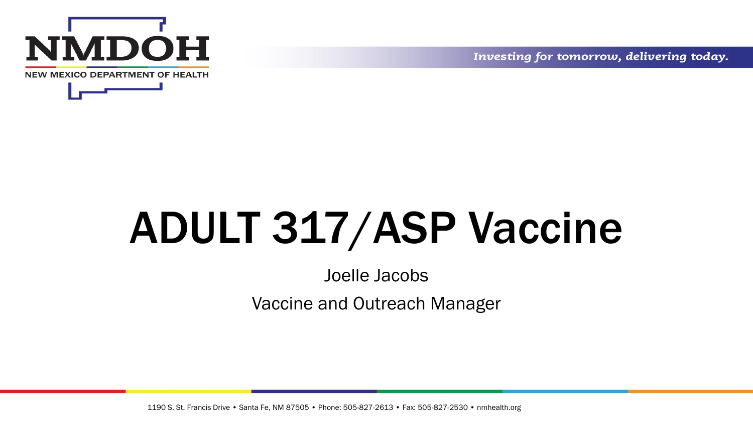NMDOH

NEW MEXICO DEPARTMENT OF HEALTH

*Investing for tomorrow, delivering today.*

# ADULT 317/ASP Vaccine

Joelle Jacobs

Vaccine and Outreach Manager

1190 S. St. Francis Drive • Santa Fe, NM 87505 • Phone: 505-827-2613 • Fax: 505-827-2530 • nmhealth.org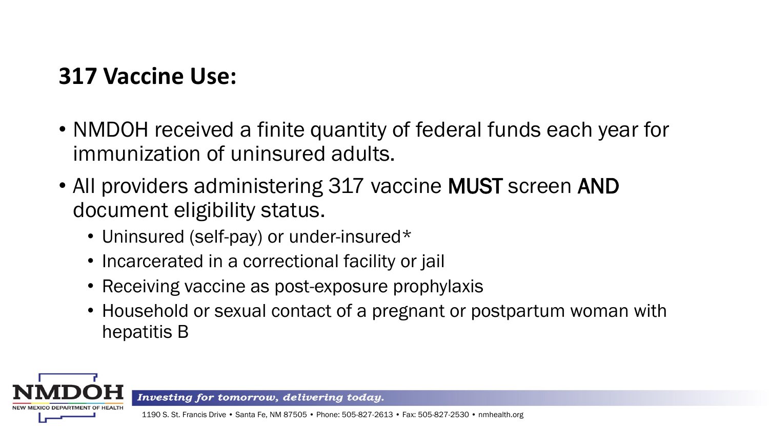## 317 Vaccine Use:

- NMDOH received a finite quantity of federal funds each year for immunization of uninsured adults.
- All providers administering 317 vaccine **MUST** screen **AND** document eligibility status.
  - Uninsured (self-pay) or under-insured*
  - Incarcerated in a correctional facility or jail
  - Receiving vaccine as post-exposure prophylaxis
  - Household or sexual contact of a pregnant or postpartum woman with hepatitis B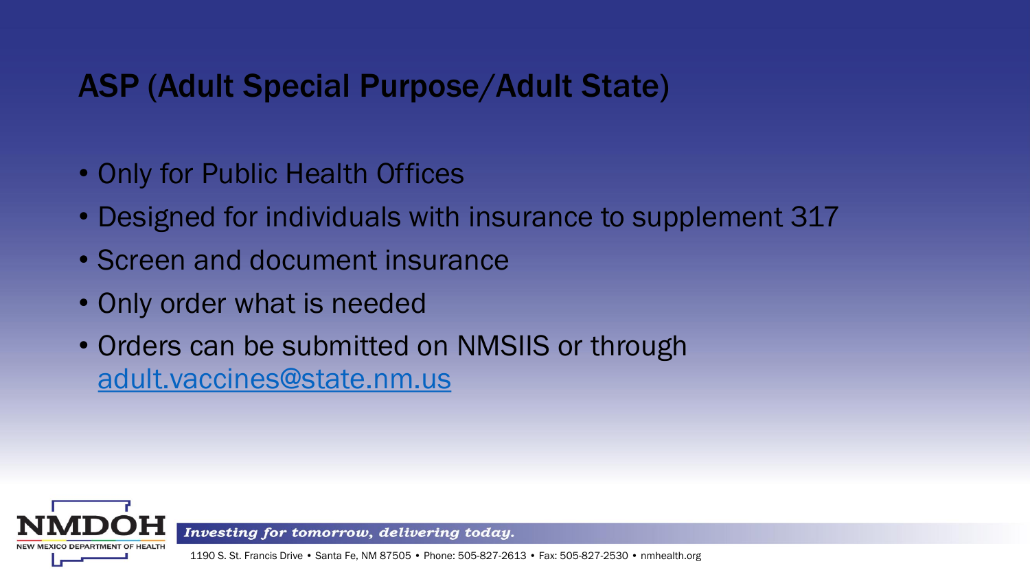# ASP (Adult Special Purpose/Adult State)

- Only for Public Health Offices
- Designed for individuals with insurance to supplement 317
- Screen and document insurance
- Only order what is needed
- Orders can be submitted on NMSIIS or through adult.vaccines@state.nm.us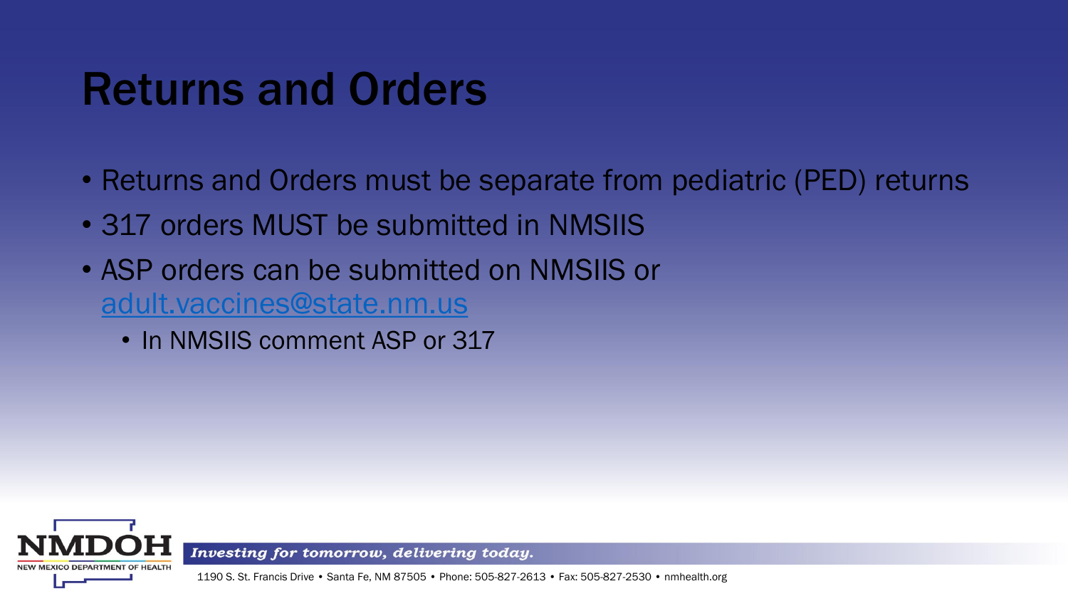# Returns and Orders

- Returns and Orders must be separate from pediatric (PED) returns
- 317 orders MUST be submitted in NMSIIS
- ASP orders can be submitted on NMSIIS or adult.vaccines@state.nm.us
  - In NMSIIS comment ASP or 317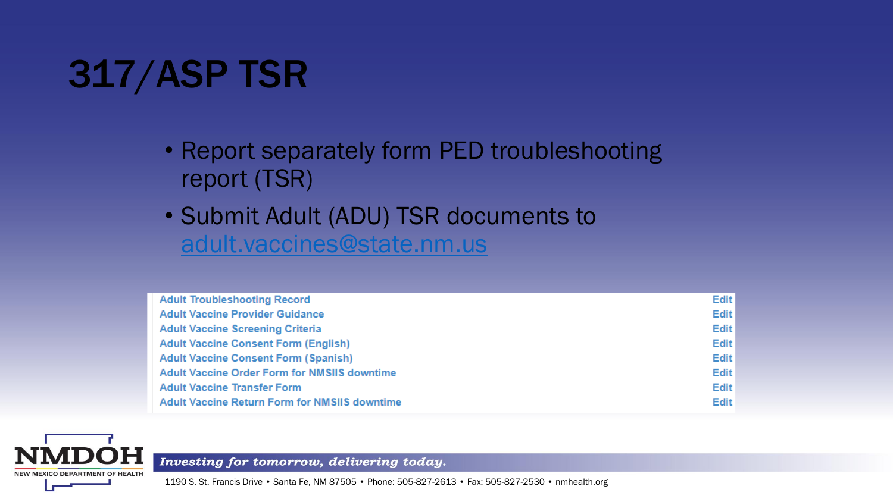# 317/ASP TSR

- Report separately form PED troubleshooting report (TSR)
- Submit Adult (ADU) TSR documents to adult.vaccines@state.nm.us

| | |
|---|---|
| Adult Troubleshooting Record | Edit |
| Adult Vaccine Provider Guidance | Edit |
| Adult Vaccine Screening Criteria | Edit |
| Adult Vaccine Consent Form (English) | Edit |
| Adult Vaccine Consent Form (Spanish) | Edit |
| Adult Vaccine Order Form for NMSIIS downtime | Edit |
| Adult Vaccine Transfer Form | Edit |
| Adult Vaccine Return Form for NMSIIS downtime | Edit |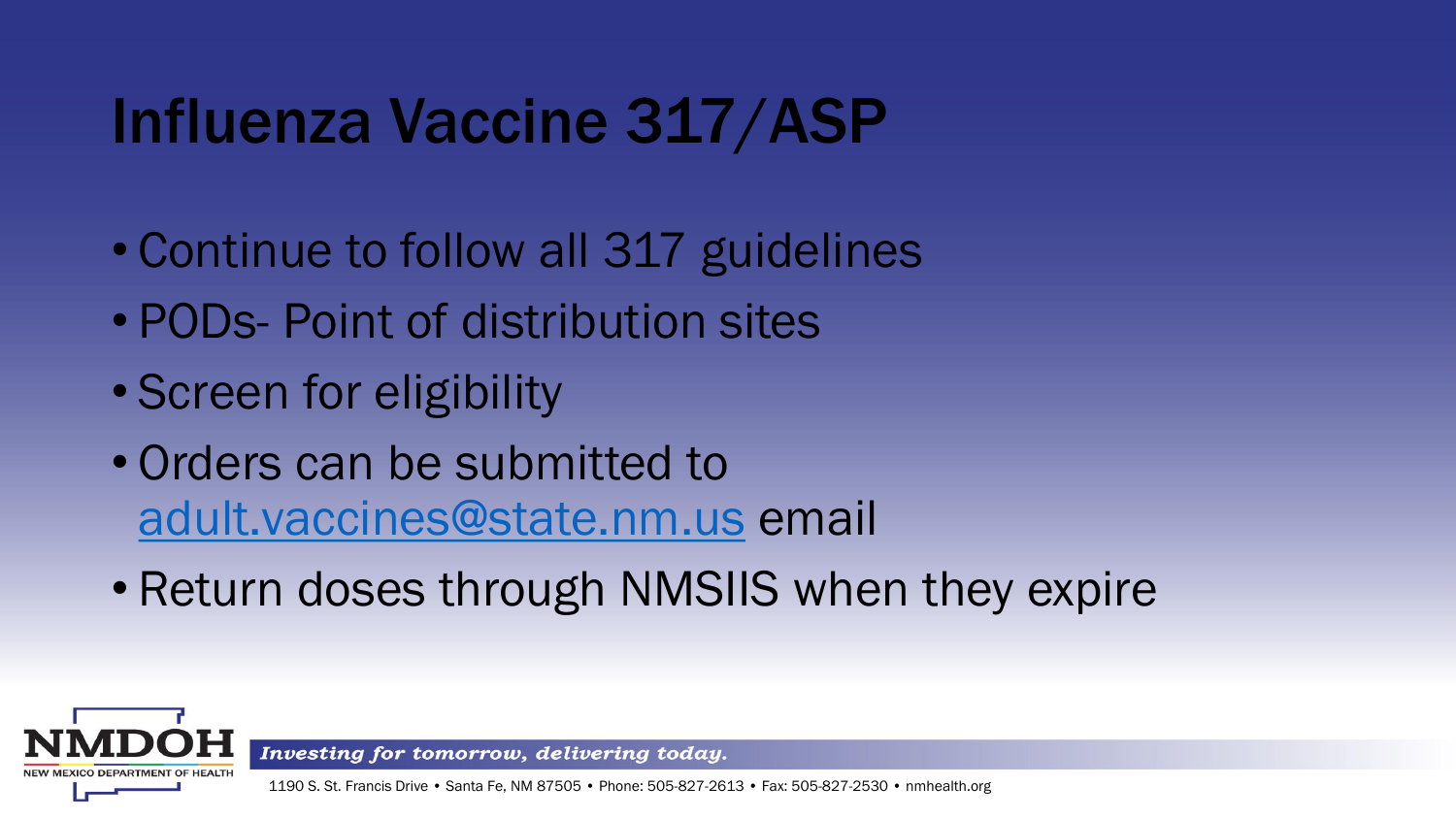# Influenza Vaccine 317/ASP

- Continue to follow all 317 guidelines
- PODs- Point of distribution sites
- Screen for eligibility
- Orders can be submitted to adult.vaccines@state.nm.us email
- Return doses through NMSIIS when they expire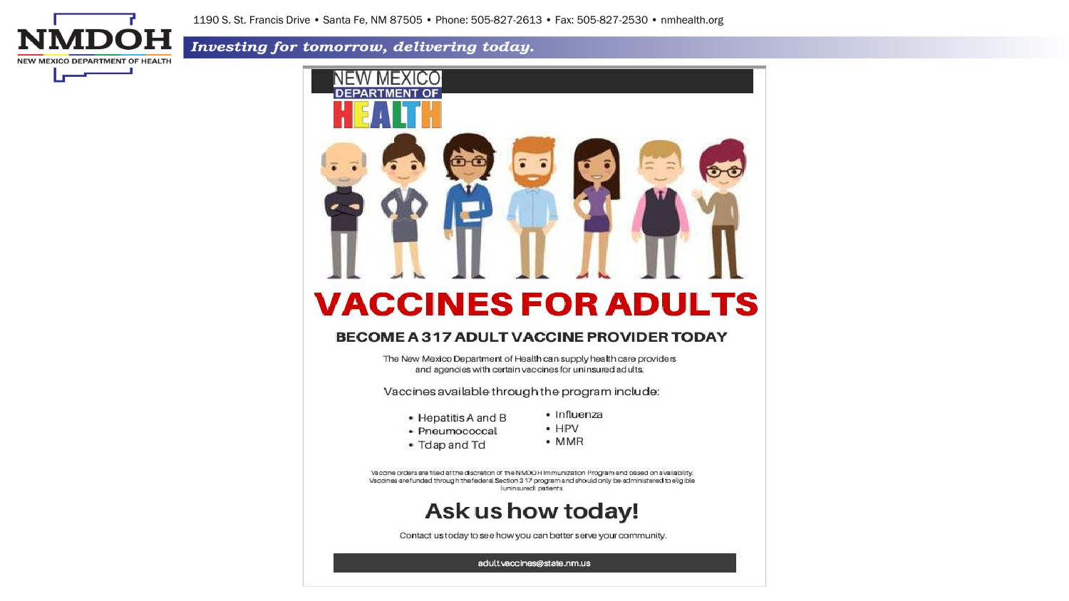NEW MEXICO DEPARTMENT OF HEALTH

# VACCINES FOR ADULTS

## BECOME A 317 ADULT VACCINE PROVIDER TODAY

The New Mexico Department of Health can supply health care providers and agencies with certain vaccines for uninsured adults.

Vaccines available through the program include:

- Hepatitis A and B
- Pneumococcal
- Tdap and Td
- Influenza
- HPV
- MMR

Vaccine orders are filled at the discretion of the NMDOH Immunization Program and based on availability. Vaccines are funded through the federal Section 317 program and should only be administered to eligible (uninsured) patients.

## Ask us how today!

Contact us today to see how you can better serve your community.

adult.vaccines@state.nm.us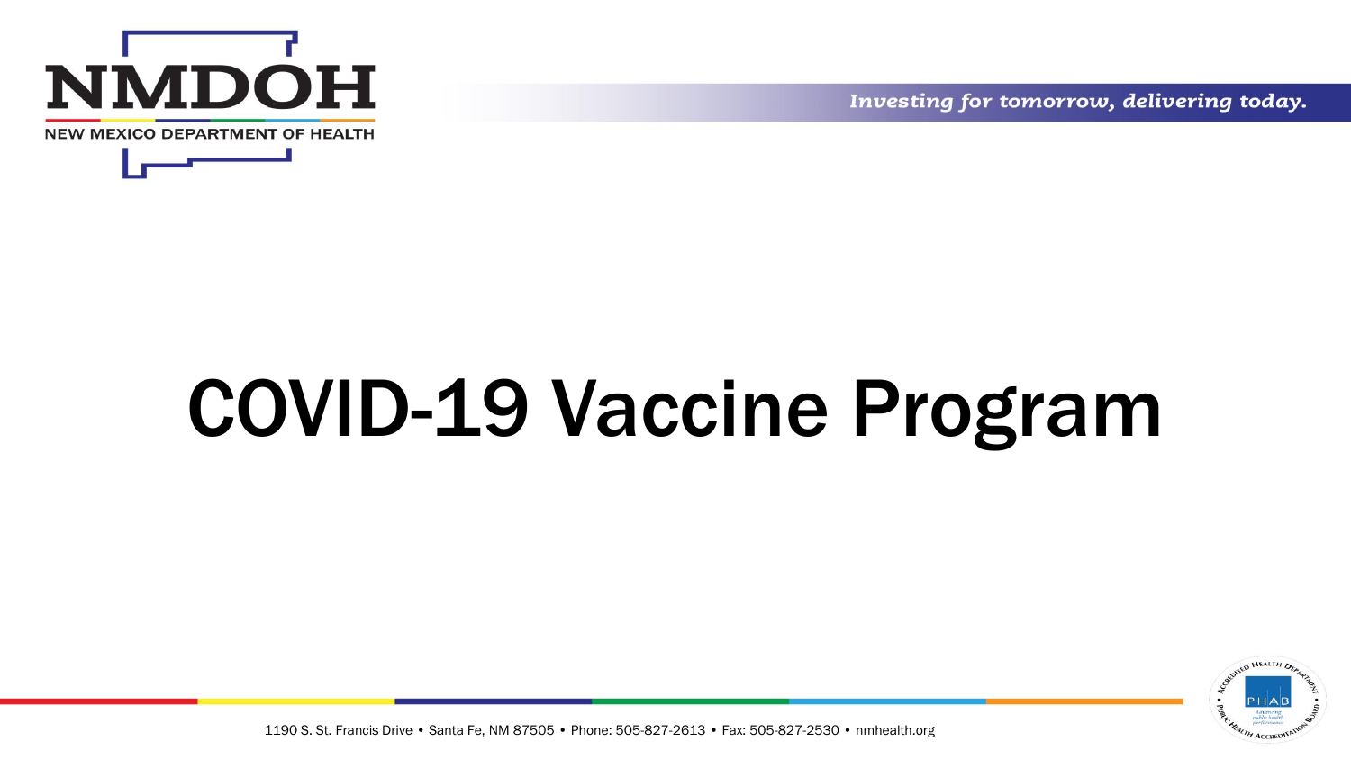# COVID-19 Vaccine Program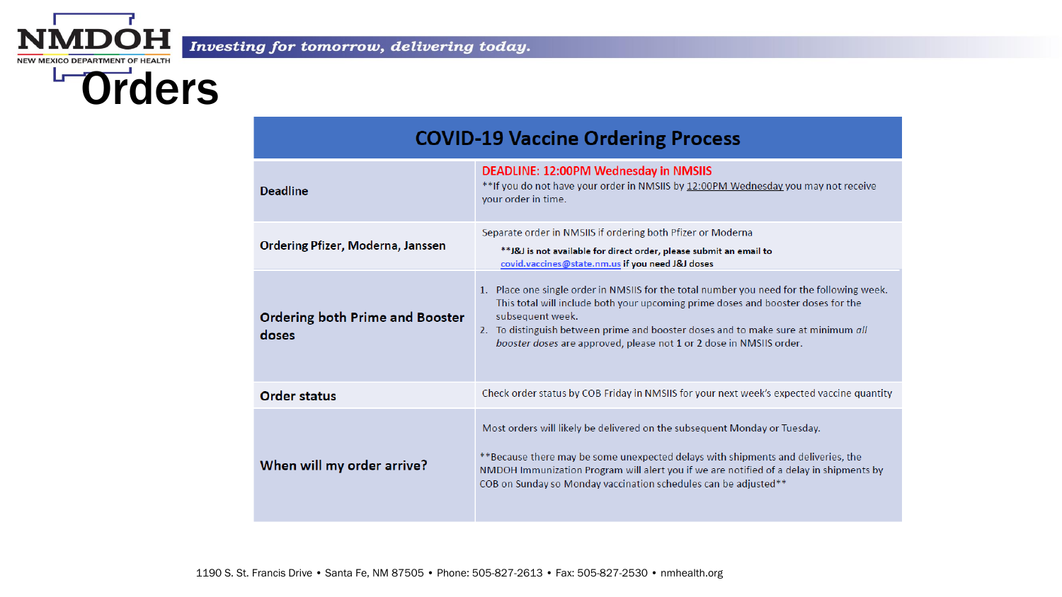# Orders

| COVID-19 Vaccine Ordering Process | |
|---|---|
| **Deadline** | DEADLINE: 12:00PM Wednesday in NMSIIS<br>**If you do not have your order in NMSIIS by 12:00PM Wednesday you may not receive your order in time. |
| **Ordering Pfizer, Moderna, Janssen** | Separate order in NMSIIS if ordering both Pfizer or Moderna<br>**J&J is not available for direct order, please submit an email to covid.vaccines@state.nm.us if you need J&J doses** |
| **Ordering both Prime and Booster doses** | 1. Place one single order in NMSIIS for the total number you need for the following week. This total will include both your upcoming prime doses and booster doses for the subsequent week.<br>2. To distinguish between prime and booster doses and to make sure at minimum *all booster doses* are approved, please not **1** or **2** dose in NMSIIS order. |
| **Order status** | Check order status by COB Friday in NMSIIS for your next week's expected vaccine quantity |
| **When will my order arrive?** | Most orders will likely be delivered on the subsequent Monday or Tuesday.<br><br>**Because there may be some unexpected delays with shipments and deliveries, the NMDOH Immunization Program will alert you if we are notified of a delay in shipments by COB on Sunday so Monday vaccination schedules can be adjusted** |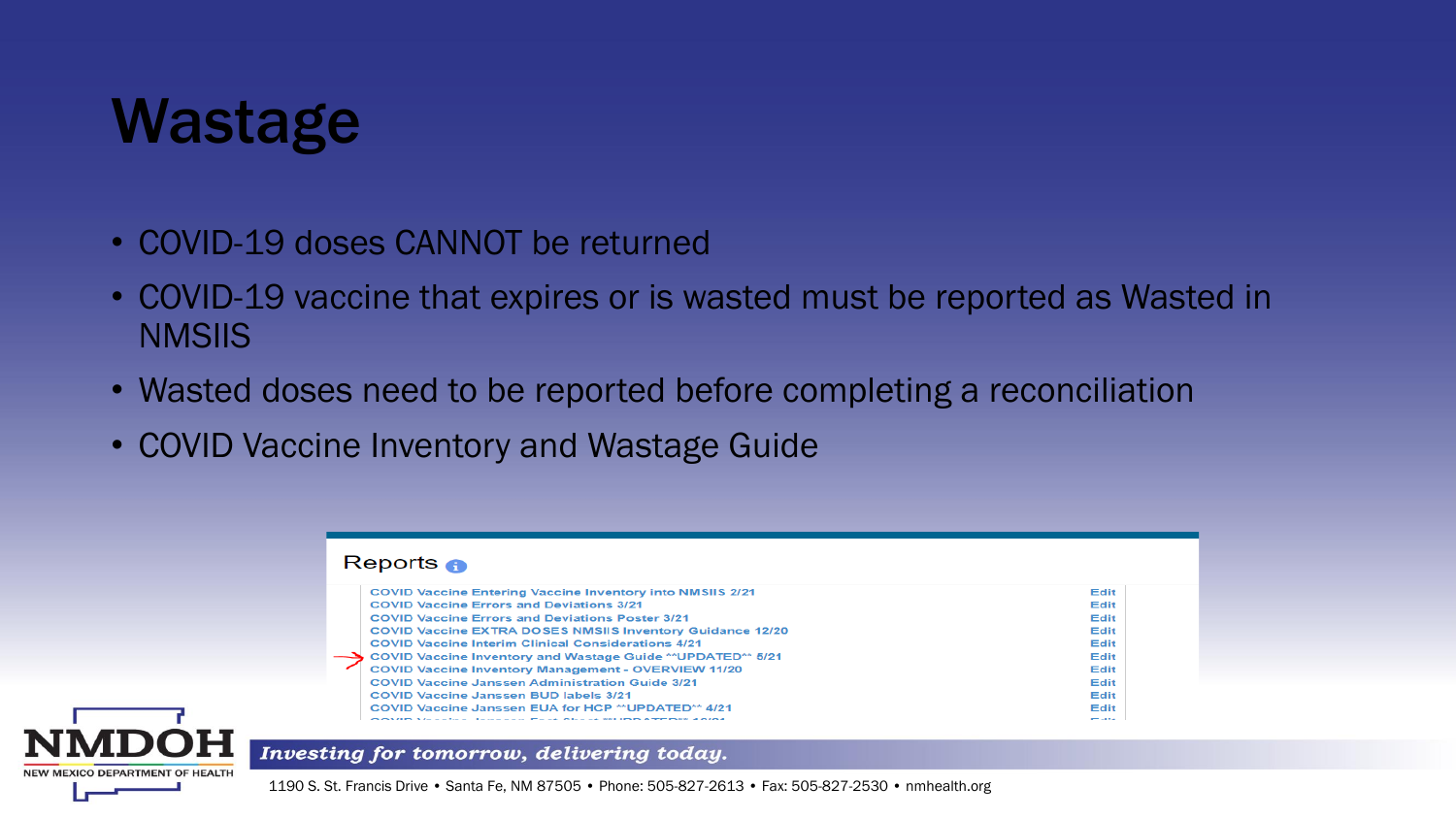# Wastage

- COVID-19 doses CANNOT be returned
- COVID-19 vaccine that expires or is wasted must be reported as Wasted in NMSIIS
- Wasted doses need to be reported before completing a reconciliation
- COVID Vaccine Inventory and Wastage Guide

## Reports

| | |
|---|---|
| COVID Vaccine Entering Vaccine Inventory into NMSIIS 2/21 | Edit |
| COVID Vaccine Errors and Deviations 3/21 | Edit |
| COVID Vaccine Errors and Deviations Poster 3/21 | Edit |
| COVID Vaccine EXTRA DOSES NMSIIS Inventory Guidance 12/20 | Edit |
| COVID Vaccine Interim Clinical Considerations 4/21 | Edit |
| COVID Vaccine Inventory and Wastage Guide ^^UPDATED^^ 5/21 | Edit |
| COVID Vaccine Inventory Management - OVERVIEW 11/20 | Edit |
| COVID Vaccine Janssen Administration Guide 3/21 | Edit |
| COVID Vaccine Janssen BUD labels 3/21 | Edit |
| COVID Vaccine Janssen EUA for HCP ^^UPDATED^^ 4/21 | Edit |

*Investing for tomorrow, delivering today.*

1190 S. St. Francis Drive • Santa Fe, NM 87505 • Phone: 505-827-2613 • Fax: 505-827-2530 • nmhealth.org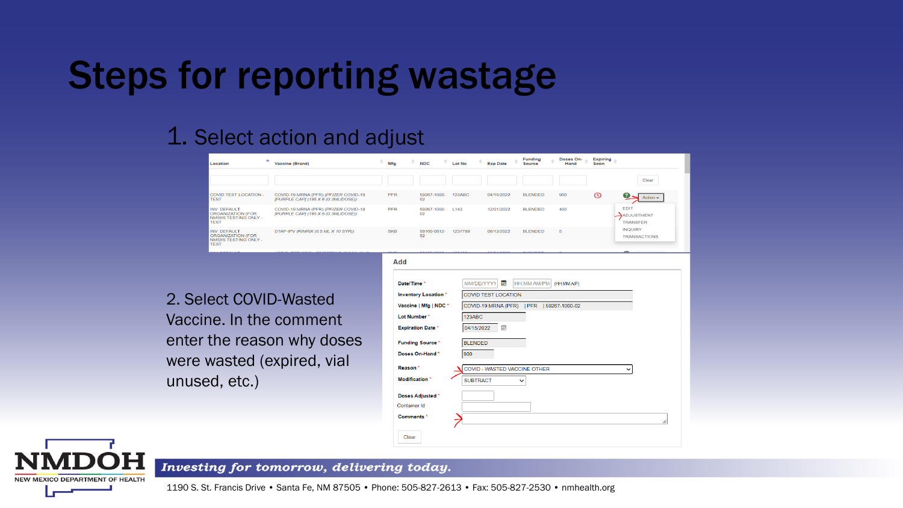# Steps for reporting wastage

1. Select action and adjust

| Location | Vaccine (Brand) | Mfg | NDC | Lot No | Exp Date | Funding Source | Doses On-Hand | Expiring Soon | |
|---|---|---|---|---|---|---|---|---|---|
| COVID TEST LOCATION - TEST | COVID-19 MRNA (PFR) (PFIZER COVID-19 [PURPLE CAP] (195 X 6 (0.3ML/DOSE)) | PFR | 59267-1000-02 | 123ABC | 04/15/2022 | BLENDED | 900 | | Action |
| INV: DEFAULT ORGANIZATION (FOR NMSIIS TESTING ONLY - TEST | COVID-19 MRNA (PFR) (PFIZER COVID-19 [PURPLE CAP] (195 X 6 (0.3ML/DOSE)) | PFR | 59267-1000-02 | L143 | 12/01/2022 | BLENDED | 400 | | |
| INV: DEFAULT ORGANIZATION (FOR NMSIIS TESTING ONLY - TEST | DTAP-IPV (KINRIX (0.5 ML X 10 SYR)) | SKB | 58160-0812-52 | 1237789 | 08/13/2022 | BLENDED | 5 | | |

Action menu: EDIT, ADJUSTMENT, TRANSFER, INQUIRY, TRANSACTIONS

2. Select COVID-Wasted Vaccine. In the comment enter the reason why doses were wasted (expired, vial unused, etc.)

**Add**

| Field | Value |
|---|---|
| Date/Time * | MM/DD/YYYY HH:MM AM/PM (HH:MM A/P) |
| Inventory Location * | COVID TEST LOCATION |
| Vaccine \| Mfg \| NDC * | COVID-19 MRNA (PFR) \| PFR \| 59267-1000-02 |
| Lot Number * | 123ABC |
| Expiration Date * | 04/15/2022 |
| Funding Source * | BLENDED |
| Doses On-Hand * | 900 |
| Reason * | COVID - WASTED VACCINE OTHER |
| Modification * | SUBTRACT |
| Doses Adjusted * | |
| Container Id | |
| Comments * | |

Clear

NMDOH NEW MEXICO DEPARTMENT OF HEALTH

*Investing for tomorrow, delivering today.*

1190 S. St. Francis Drive • Santa Fe, NM 87505 • Phone: 505-827-2613 • Fax: 505-827-2530 • nmhealth.org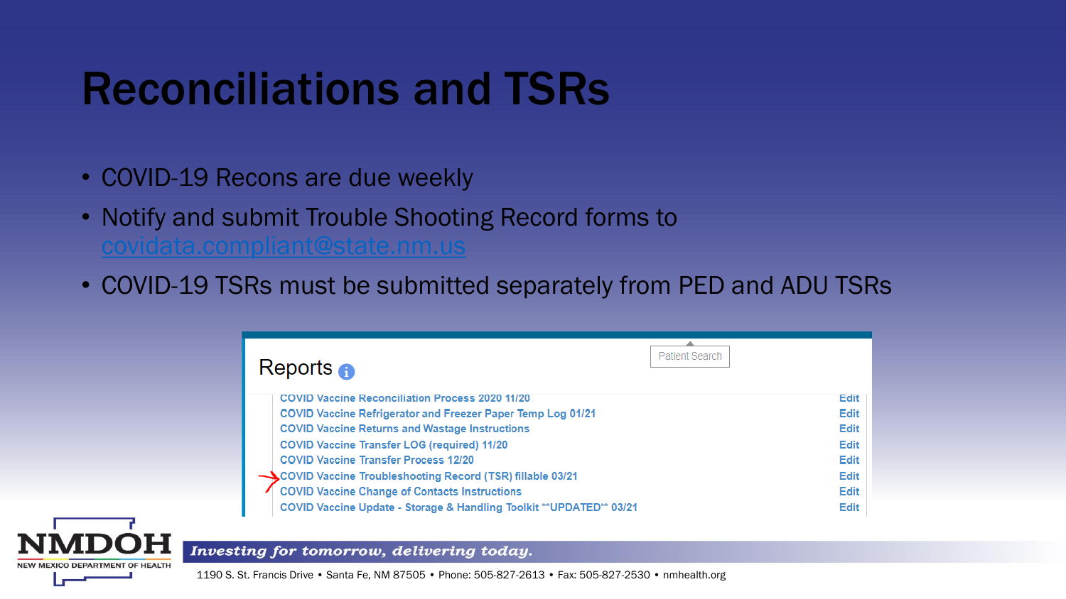# Reconciliations and TSRs

- COVID-19 Recons are due weekly
- Notify and submit Trouble Shooting Record forms to covidata.compliant@state.nm.us
- COVID-19 TSRs must be submitted separately from PED and ADU TSRs

Reports

Patient Search

| | |
|---|---|
| COVID Vaccine Reconciliation Process 2020 11/20 | Edit |
| COVID Vaccine Refrigerator and Freezer Paper Temp Log 01/21 | Edit |
| COVID Vaccine Returns and Wastage Instructions | Edit |
| COVID Vaccine Transfer LOG (required) 11/20 | Edit |
| COVID Vaccine Transfer Process 12/20 | Edit |
| COVID Vaccine Troubleshooting Record (TSR) fillable 03/21 | Edit |
| COVID Vaccine Change of Contacts Instructions | Edit |
| COVID Vaccine Update - Storage & Handling Toolkit **UPDATED** 03/21 | Edit |

NMDOH
NEW MEXICO DEPARTMENT OF HEALTH

*Investing for tomorrow, delivering today.*

1190 S. St. Francis Drive • Santa Fe, NM 87505 • Phone: 505-827-2613 • Fax: 505-827-2530 • nmhealth.org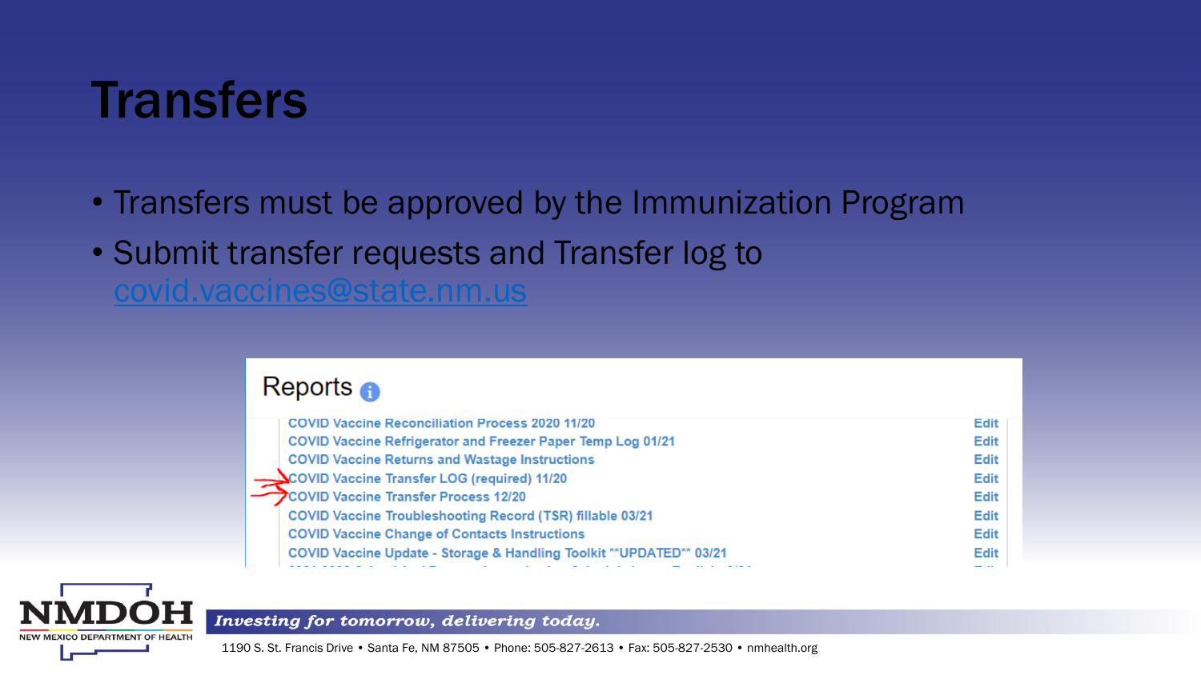# Transfers

- Transfers must be approved by the Immunization Program
- Submit transfer requests and Transfer log to covid.vaccines@state.nm.us

**Reports**

| | |
|---|---|
| COVID Vaccine Reconciliation Process 2020 11/20 | Edit |
| COVID Vaccine Refrigerator and Freezer Paper Temp Log 01/21 | Edit |
| COVID Vaccine Returns and Wastage Instructions | Edit |
| COVID Vaccine Transfer LOG (required) 11/20 | Edit |
| COVID Vaccine Transfer Process 12/20 | Edit |
| COVID Vaccine Troubleshooting Record (TSR) fillable 03/21 | Edit |
| COVID Vaccine Change of Contacts Instructions | Edit |
| COVID Vaccine Update - Storage & Handling Toolkit **UPDATED** 03/21 | Edit |

*Investing for tomorrow, delivering today.*

1190 S. St. Francis Drive • Santa Fe, NM 87505 • Phone: 505-827-2613 • Fax: 505-827-2530 • nmhealth.org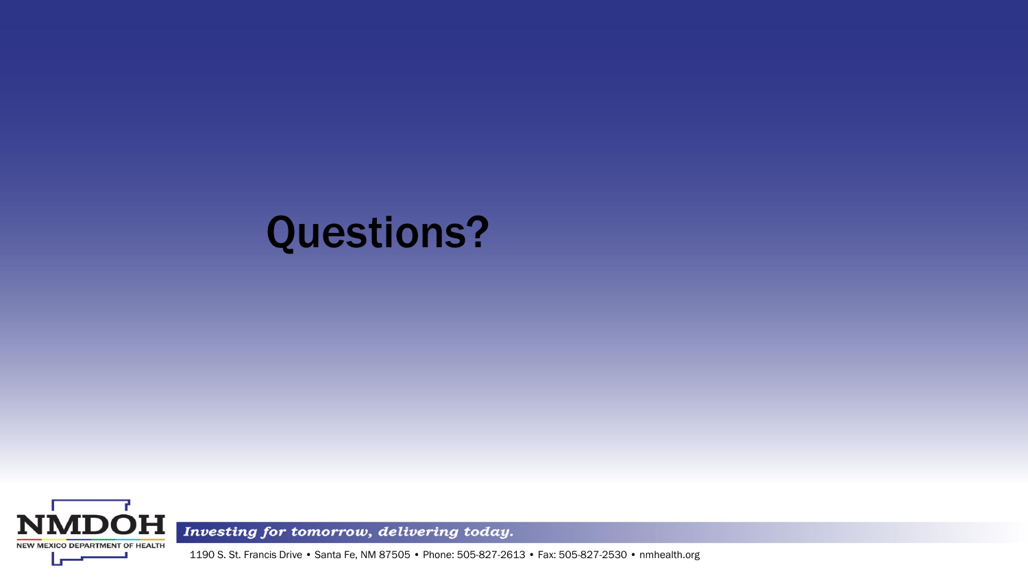# Questions?

NMDOH
NEW MEXICO DEPARTMENT OF HEALTH

*Investing for tomorrow, delivering today.*

1190 S. St. Francis Drive • Santa Fe, NM 87505 • Phone: 505-827-2613 • Fax: 505-827-2530 • nmhealth.org